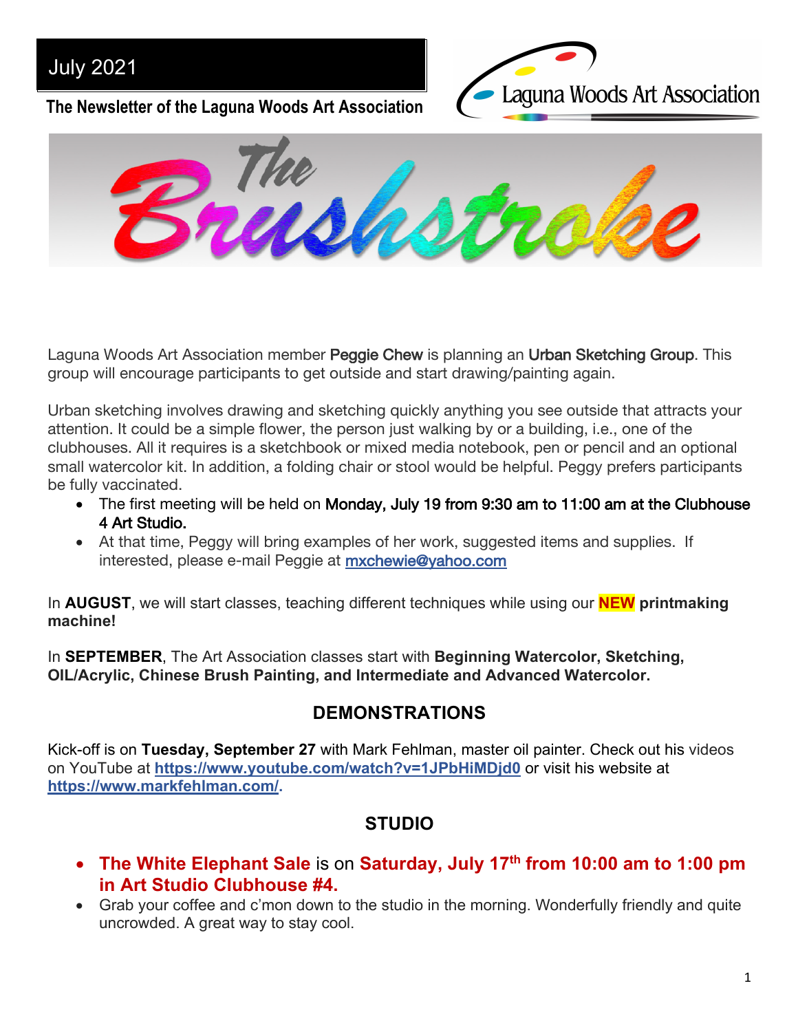July 2021

**The Newsletter of the Laguna Woods Art Association**

Laguna Woods Art Association

# The Brushstroke

Laguna Woods Art Association member **Peggie Chew** is planning an **Urban Sketching Group**. This group will encourage participants to get outside and start drawing/painting again.

Urban sketching involves drawing and sketching quickly anything you see outside that attracts your attention. It could be a simple flower, the person just walking by or a building, i.e., one of the clubhouses. All it requires is a sketchbook or mixed media notebook, pen or pencil and an optional small watercolor kit. In addition, a folding chair or stool would be helpful. Peggy prefers participants be fully vaccinated.

- The first meeting will be held on **Monday, July 19 from 9:30 am to 11:00 am at the Clubhouse 4 Art Studio.**
- At that time, Peggy will bring examples of her work, suggested items and supplies. If interested, please e-mail Peggie at mxchewie@yahoo.com

In **AUGUST**, we will start classes, teaching different techniques while using our **NEW printmaking machine!**

In **SEPTEMBER**, The Art Association classes start with **Beginning Watercolor, Sketching, OIL/Acrylic, Chinese Brush Painting, and Intermediate and Advanced Watercolor.**

## DEMONSTRATIONS

Kick-off is on **Tuesday, September 27** with Mark Fehlman, master oil painter. Check out his videos on YouTube at **https://www.youtube.com/watch?v=1JPbHiMDjd0** or visit his website at **https://www.markfehlman.com/.**

## STUDIO

- **The White Elephant Sale** is on **Saturday, July 17th from 10:00 am to 1:00 pm in Art Studio Clubhouse #4.**
- Grab your coffee and c'mon down to the studio in the morning. Wonderfully friendly and quite uncrowded. A great way to stay cool.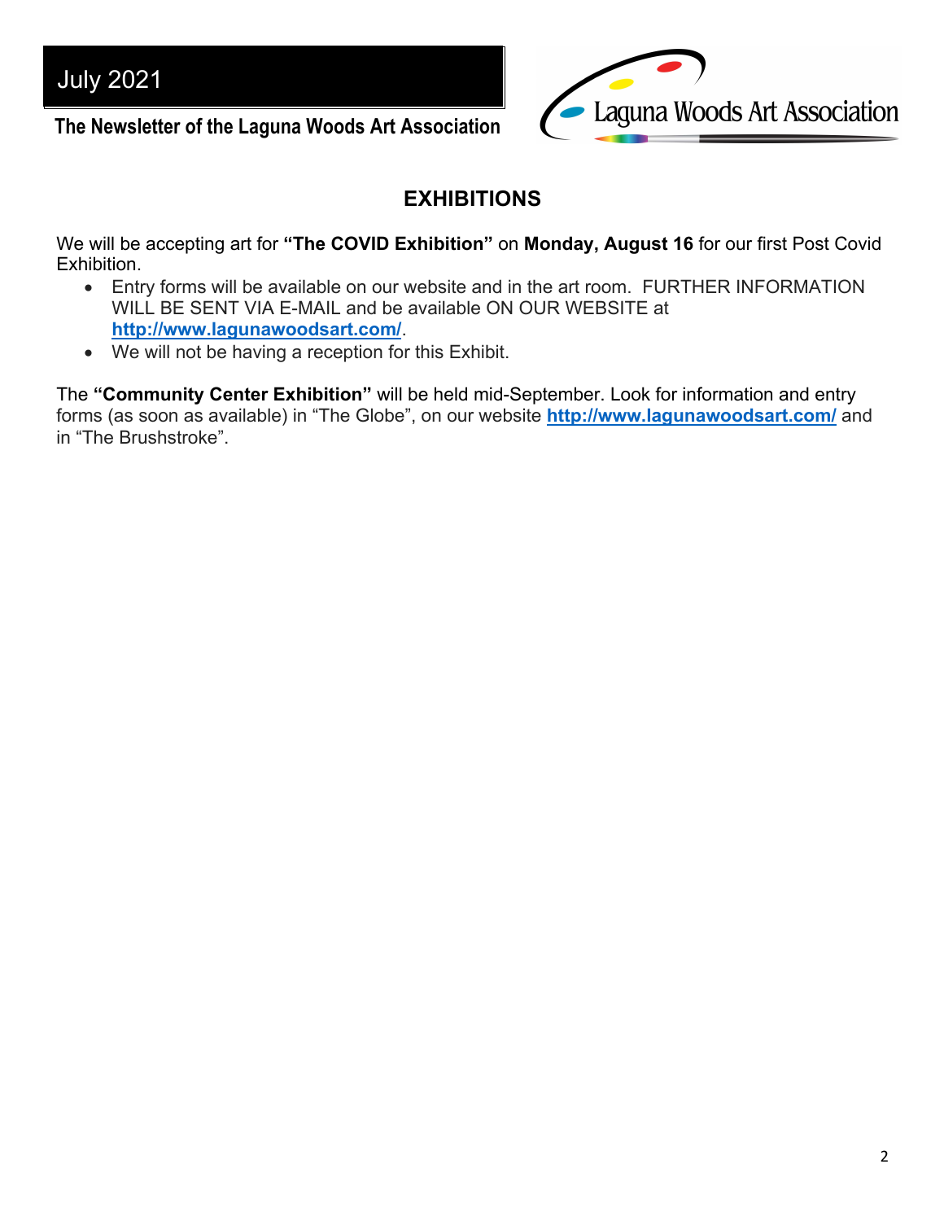July 2021

**The Newsletter of the Laguna Woods Art Association**

Laguna Woods Art Association

## EXHIBITIONS

We will be accepting art for **"The COVID Exhibition"** on **Monday, August 16** for our first Post Covid Exhibition.

- Entry forms will be available on our website and in the art room. FURTHER INFORMATION WILL BE SENT VIA E-MAIL and be available ON OUR WEBSITE at **http://www.lagunawoodsart.com/**.
- We will not be having a reception for this Exhibit.

The **"Community Center Exhibition"** will be held mid-September. Look for information and entry forms (as soon as available) in "The Globe", on our website **http://www.lagunawoodsart.com/** and in "The Brushstroke".